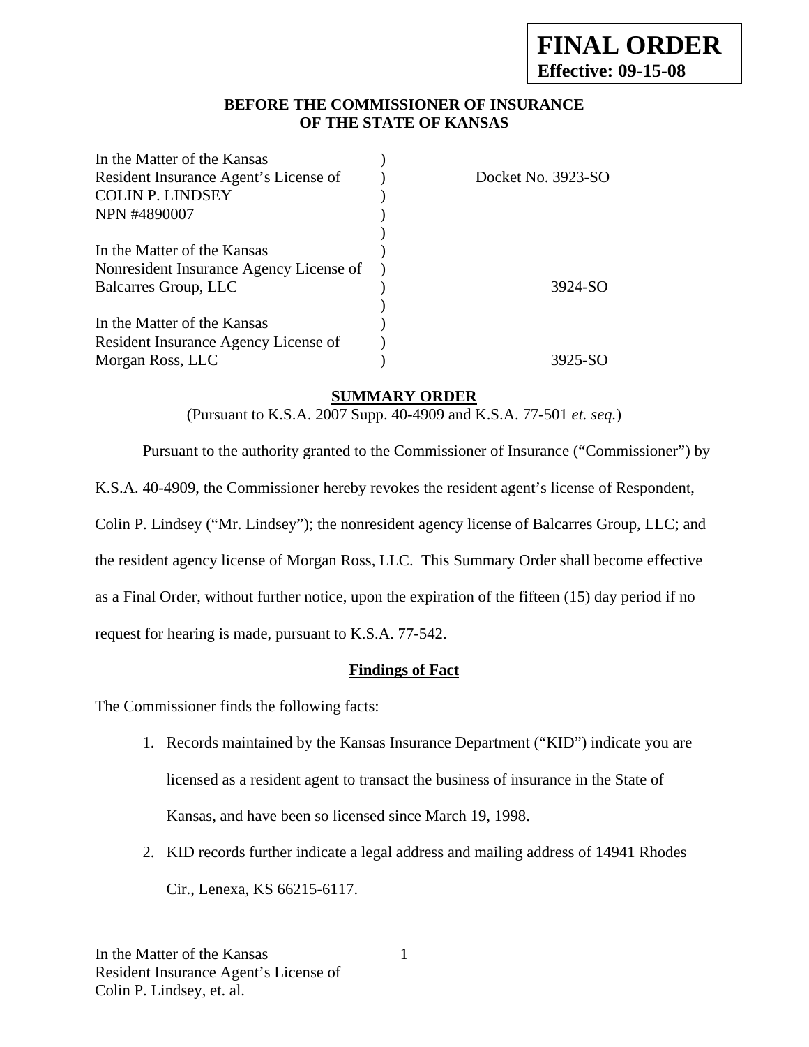**FINAL ORDER**
**Effective: 09-15-08**

**BEFORE THE COMMISSIONER OF INSURANCE**
**OF THE STATE OF KANSAS**

| | | |
|---|---|---|
| In the Matter of the Kansas<br>Resident Insurance Agent's License of<br>COLIN P. LINDSEY<br>NPN #4890007 | ) | Docket No. 3923-SO |
| In the Matter of the Kansas<br>Nonresident Insurance Agency License of<br>Balcarres Group, LLC | ) | 3924-SO |
| In the Matter of the Kansas<br>Resident Insurance Agency License of<br>Morgan Ross, LLC | ) | 3925-SO |

**SUMMARY ORDER**

(Pursuant to K.S.A. 2007 Supp. 40-4909 and K.S.A. 77-501 *et. seq.*)

Pursuant to the authority granted to the Commissioner of Insurance ("Commissioner") by K.S.A. 40-4909, the Commissioner hereby revokes the resident agent's license of Respondent, Colin P. Lindsey ("Mr. Lindsey"); the nonresident agency license of Balcarres Group, LLC; and the resident agency license of Morgan Ross, LLC. This Summary Order shall become effective as a Final Order, without further notice, upon the expiration of the fifteen (15) day period if no request for hearing is made, pursuant to K.S.A. 77-542.

**Findings of Fact**

The Commissioner finds the following facts:

1. Records maintained by the Kansas Insurance Department ("KID") indicate you are licensed as a resident agent to transact the business of insurance in the State of Kansas, and have been so licensed since March 19, 1998.
2. KID records further indicate a legal address and mailing address of 14941 Rhodes Cir., Lenexa, KS 66215-6117.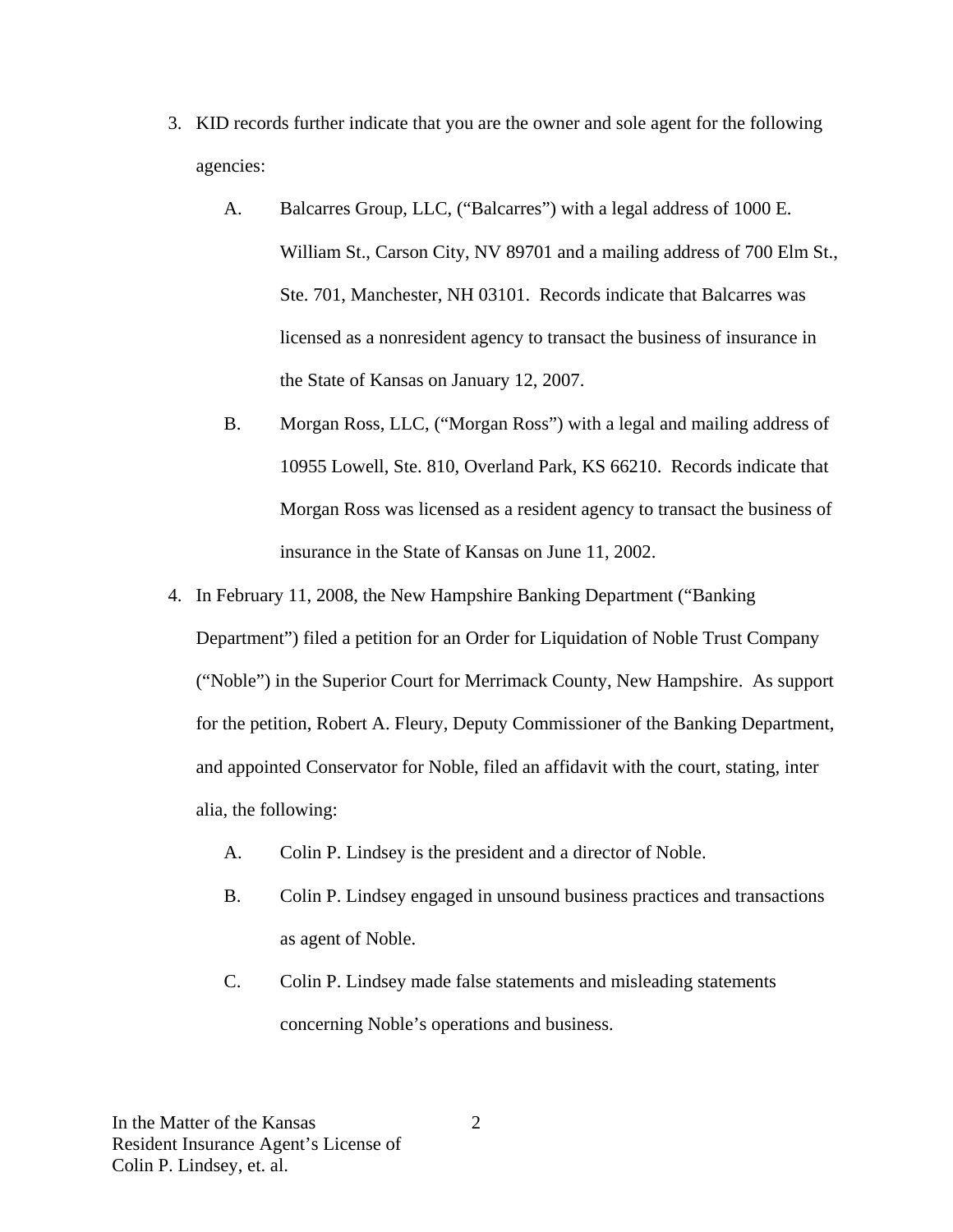3. KID records further indicate that you are the owner and sole agent for the following agencies:

   A. Balcarres Group, LLC, ("Balcarres") with a legal address of 1000 E. William St., Carson City, NV 89701 and a mailing address of 700 Elm St., Ste. 701, Manchester, NH 03101. Records indicate that Balcarres was licensed as a nonresident agency to transact the business of insurance in the State of Kansas on January 12, 2007.

   B. Morgan Ross, LLC, ("Morgan Ross") with a legal and mailing address of 10955 Lowell, Ste. 810, Overland Park, KS 66210. Records indicate that Morgan Ross was licensed as a resident agency to transact the business of insurance in the State of Kansas on June 11, 2002.

4. In February 11, 2008, the New Hampshire Banking Department ("Banking Department") filed a petition for an Order for Liquidation of Noble Trust Company ("Noble") in the Superior Court for Merrimack County, New Hampshire. As support for the petition, Robert A. Fleury, Deputy Commissioner of the Banking Department, and appointed Conservator for Noble, filed an affidavit with the court, stating, inter alia, the following:

   A. Colin P. Lindsey is the president and a director of Noble.

   B. Colin P. Lindsey engaged in unsound business practices and transactions as agent of Noble.

   C. Colin P. Lindsey made false statements and misleading statements concerning Noble's operations and business.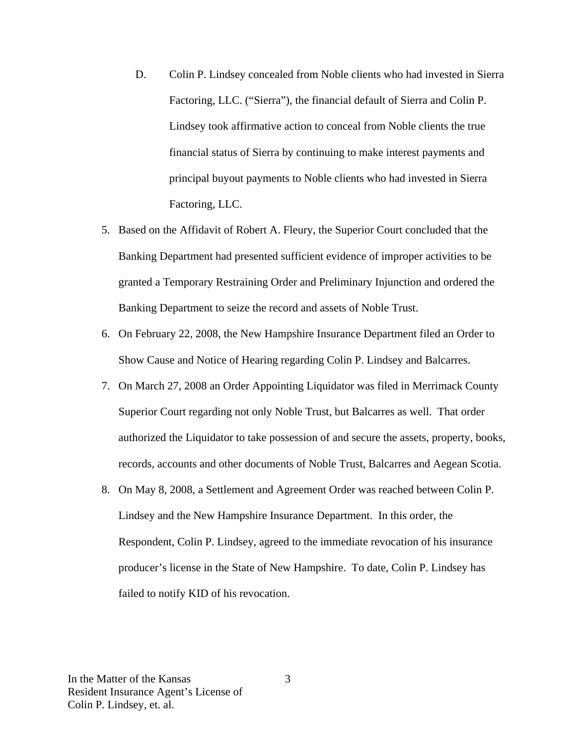D. Colin P. Lindsey concealed from Noble clients who had invested in Sierra Factoring, LLC. (“Sierra”), the financial default of Sierra and Colin P. Lindsey took affirmative action to conceal from Noble clients the true financial status of Sierra by continuing to make interest payments and principal buyout payments to Noble clients who had invested in Sierra Factoring, LLC.

5. Based on the Affidavit of Robert A. Fleury, the Superior Court concluded that the Banking Department had presented sufficient evidence of improper activities to be granted a Temporary Restraining Order and Preliminary Injunction and ordered the Banking Department to seize the record and assets of Noble Trust.
6. On February 22, 2008, the New Hampshire Insurance Department filed an Order to Show Cause and Notice of Hearing regarding Colin P. Lindsey and Balcarres.
7. On March 27, 2008 an Order Appointing Liquidator was filed in Merrimack County Superior Court regarding not only Noble Trust, but Balcarres as well. That order authorized the Liquidator to take possession of and secure the assets, property, books, records, accounts and other documents of Noble Trust, Balcarres and Aegean Scotia.
8. On May 8, 2008, a Settlement and Agreement Order was reached between Colin P. Lindsey and the New Hampshire Insurance Department. In this order, the Respondent, Colin P. Lindsey, agreed to the immediate revocation of his insurance producer’s license in the State of New Hampshire. To date, Colin P. Lindsey has failed to notify KID of his revocation.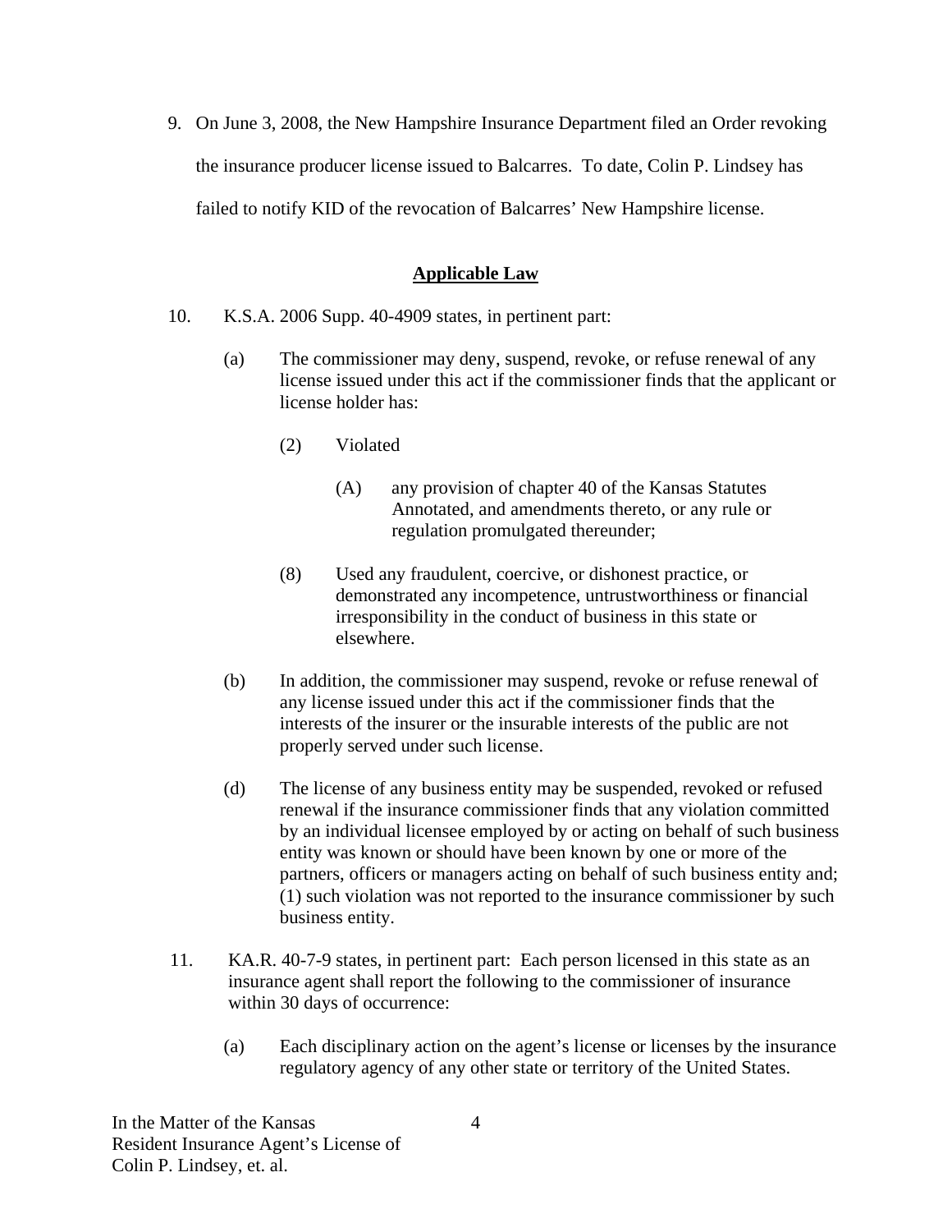9. On June 3, 2008, the New Hampshire Insurance Department filed an Order revoking the insurance producer license issued to Balcarres. To date, Colin P. Lindsey has failed to notify KID of the revocation of Balcarres' New Hampshire license.

## **Applicable Law**

10. K.S.A. 2006 Supp. 40-4909 states, in pertinent part:

    (a) The commissioner may deny, suspend, revoke, or refuse renewal of any license issued under this act if the commissioner finds that the applicant or license holder has:

    (2) Violated

    (A) any provision of chapter 40 of the Kansas Statutes Annotated, and amendments thereto, or any rule or regulation promulgated thereunder;

    (8) Used any fraudulent, coercive, or dishonest practice, or demonstrated any incompetence, untrustworthiness or financial irresponsibility in the conduct of business in this state or elsewhere.

    (b) In addition, the commissioner may suspend, revoke or refuse renewal of any license issued under this act if the commissioner finds that the interests of the insurer or the insurable interests of the public are not properly served under such license.

    (d) The license of any business entity may be suspended, revoked or refused renewal if the insurance commissioner finds that any violation committed by an individual licensee employed by or acting on behalf of such business entity was known or should have been known by one or more of the partners, officers or managers acting on behalf of such business entity and; (1) such violation was not reported to the insurance commissioner by such business entity.

11. KA.R. 40-7-9 states, in pertinent part: Each person licensed in this state as an insurance agent shall report the following to the commissioner of insurance within 30 days of occurrence:

    (a) Each disciplinary action on the agent's license or licenses by the insurance regulatory agency of any other state or territory of the United States.

In the Matter of the Kansas
Resident Insurance Agent's License of
Colin P. Lindsey, et. al.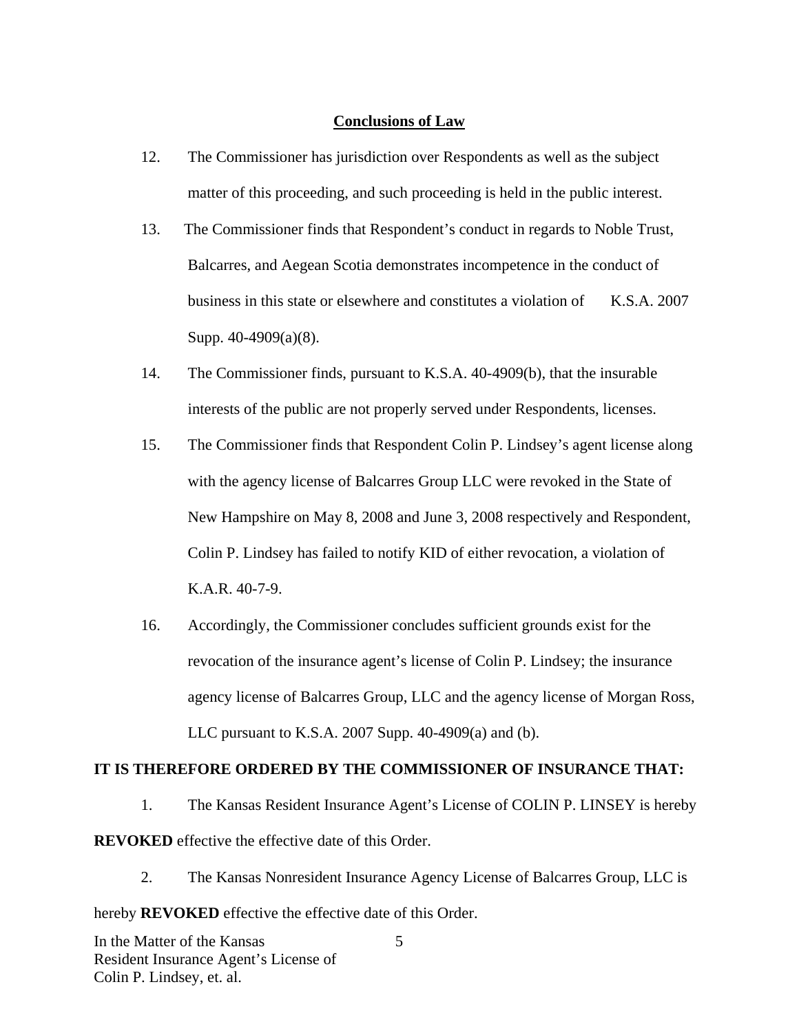## Conclusions of Law

12. The Commissioner has jurisdiction over Respondents as well as the subject matter of this proceeding, and such proceeding is held in the public interest.

13. The Commissioner finds that Respondent's conduct in regards to Noble Trust, Balcarres, and Aegean Scotia demonstrates incompetence in the conduct of business in this state or elsewhere and constitutes a violation of K.S.A. 2007 Supp. 40-4909(a)(8).

14. The Commissioner finds, pursuant to K.S.A. 40-4909(b), that the insurable interests of the public are not properly served under Respondents, licenses.

15. The Commissioner finds that Respondent Colin P. Lindsey's agent license along with the agency license of Balcarres Group LLC were revoked in the State of New Hampshire on May 8, 2008 and June 3, 2008 respectively and Respondent, Colin P. Lindsey has failed to notify KID of either revocation, a violation of K.A.R. 40-7-9.

16. Accordingly, the Commissioner concludes sufficient grounds exist for the revocation of the insurance agent's license of Colin P. Lindsey; the insurance agency license of Balcarres Group, LLC and the agency license of Morgan Ross, LLC pursuant to K.S.A. 2007 Supp. 40-4909(a) and (b).

**IT IS THEREFORE ORDERED BY THE COMMISSIONER OF INSURANCE THAT:**

1. The Kansas Resident Insurance Agent's License of COLIN P. LINSEY is hereby **REVOKED** effective the effective date of this Order.

2. The Kansas Nonresident Insurance Agency License of Balcarres Group, LLC is hereby **REVOKED** effective the effective date of this Order.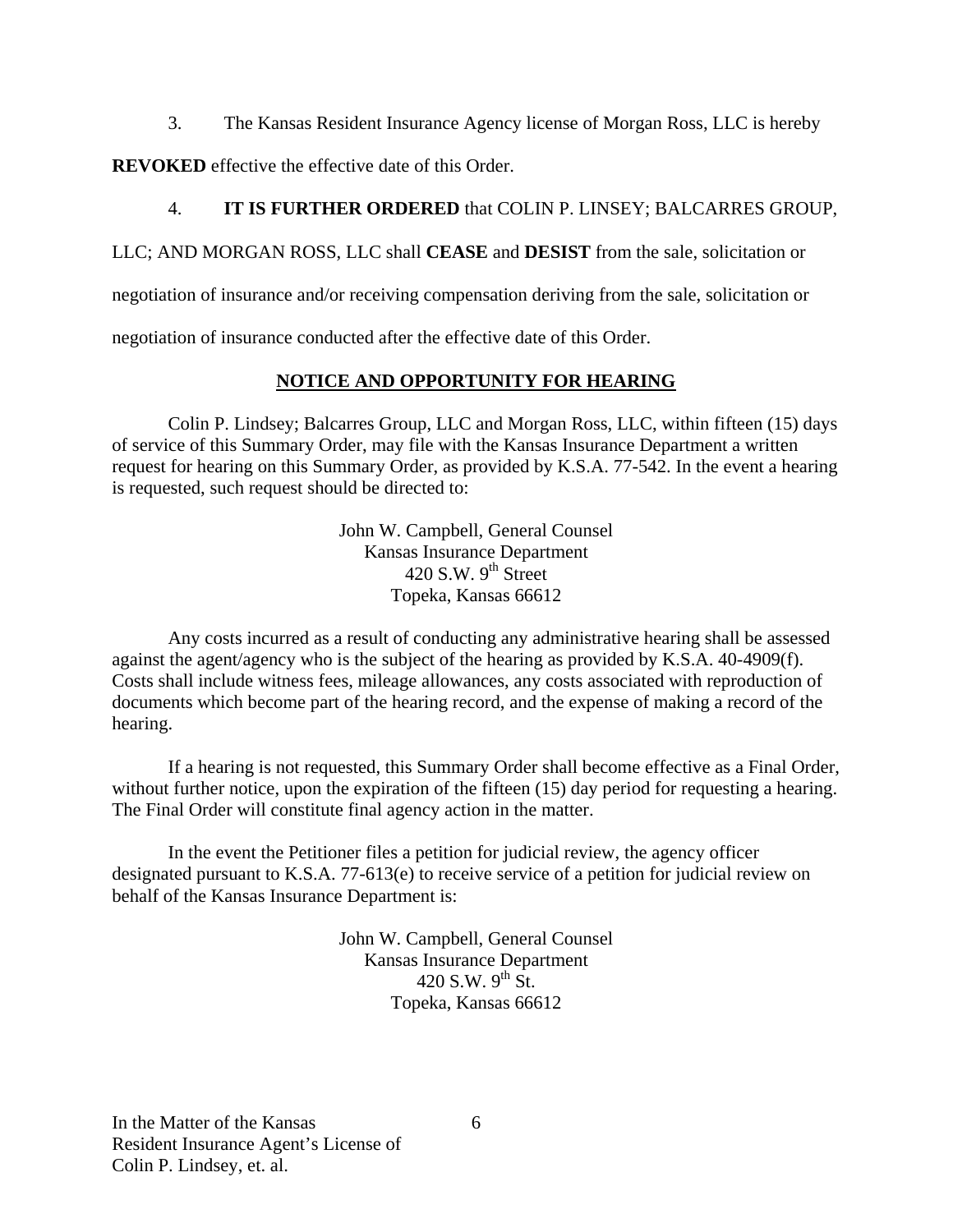3. The Kansas Resident Insurance Agency license of Morgan Ross, LLC is hereby **REVOKED** effective the effective date of this Order.

4. **IT IS FURTHER ORDERED** that COLIN P. LINSEY; BALCARRES GROUP, LLC; AND MORGAN ROSS, LLC shall **CEASE** and **DESIST** from the sale, solicitation or negotiation of insurance and/or receiving compensation deriving from the sale, solicitation or negotiation of insurance conducted after the effective date of this Order.

## NOTICE AND OPPORTUNITY FOR HEARING

Colin P. Lindsey; Balcarres Group, LLC and Morgan Ross, LLC, within fifteen (15) days of service of this Summary Order, may file with the Kansas Insurance Department a written request for hearing on this Summary Order, as provided by K.S.A. 77-542. In the event a hearing is requested, such request should be directed to:

John W. Campbell, General Counsel
Kansas Insurance Department
420 S.W. 9th Street
Topeka, Kansas 66612

Any costs incurred as a result of conducting any administrative hearing shall be assessed against the agent/agency who is the subject of the hearing as provided by K.S.A. 40-4909(f). Costs shall include witness fees, mileage allowances, any costs associated with reproduction of documents which become part of the hearing record, and the expense of making a record of the hearing.

If a hearing is not requested, this Summary Order shall become effective as a Final Order, without further notice, upon the expiration of the fifteen (15) day period for requesting a hearing. The Final Order will constitute final agency action in the matter.

In the event the Petitioner files a petition for judicial review, the agency officer designated pursuant to K.S.A. 77-613(e) to receive service of a petition for judicial review on behalf of the Kansas Insurance Department is:

John W. Campbell, General Counsel
Kansas Insurance Department
420 S.W. 9th St.
Topeka, Kansas 66612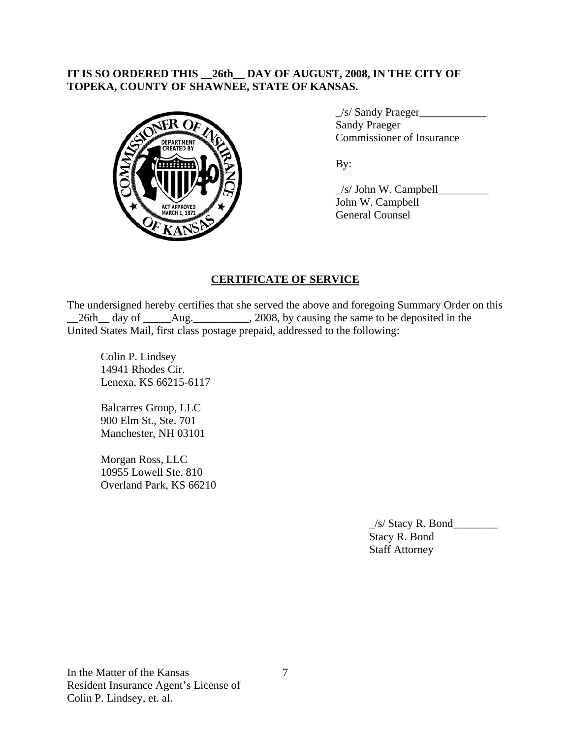**IT IS SO ORDERED THIS __26th__ DAY OF AUGUST, 2008, IN THE CITY OF TOPEKA, COUNTY OF SHAWNEE, STATE OF KANSAS.**

_/s/ Sandy Praeger____________
Sandy Praeger
Commissioner of Insurance

By:

_/s/ John W. Campbell_________
John W. Campbell
General Counsel

## CERTIFICATE OF SERVICE

The undersigned hereby certifies that she served the above and foregoing Summary Order on this __26th__ day of _____Aug.__________, 2008, by causing the same to be deposited in the United States Mail, first class postage prepaid, addressed to the following:

Colin P. Lindsey
14941 Rhodes Cir.
Lenexa, KS 66215-6117

Balcarres Group, LLC
900 Elm St., Ste. 701
Manchester, NH 03101

Morgan Ross, LLC
10955 Lowell Ste. 810
Overland Park, KS 66210

_/s/ Stacy R. Bond________
Stacy R. Bond
Staff Attorney

In the Matter of the Kansas
Resident Insurance Agent's License of
Colin P. Lindsey, et. al.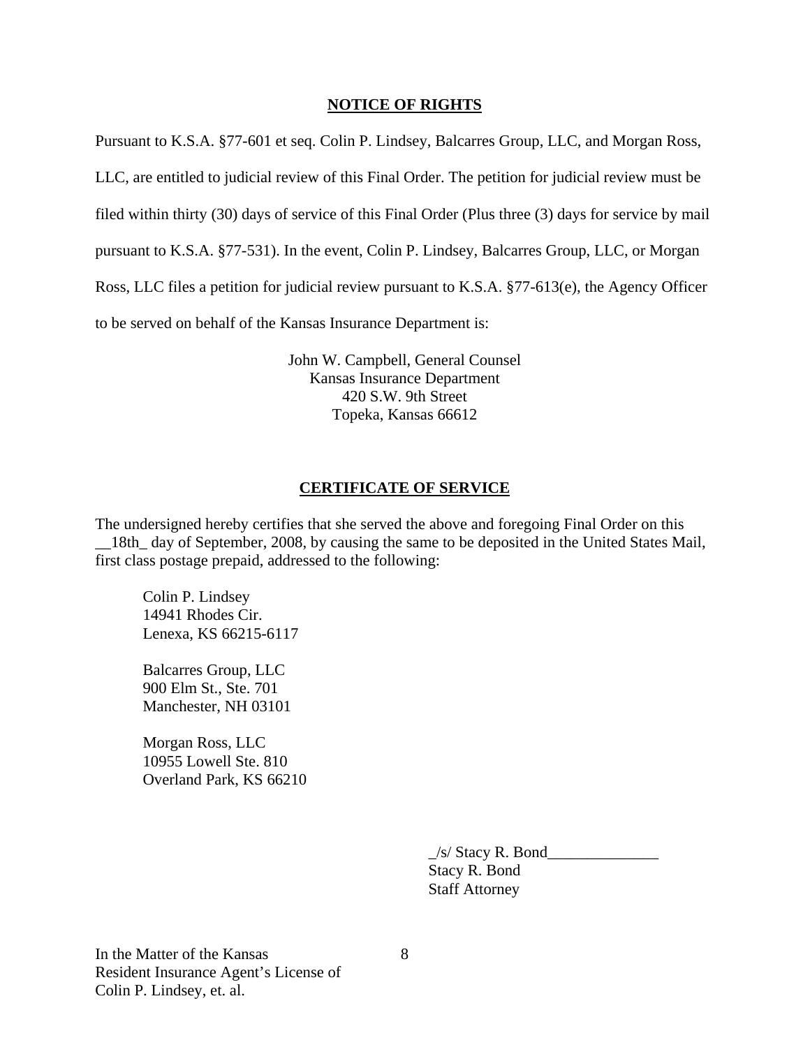## NOTICE OF RIGHTS

Pursuant to K.S.A. §77-601 et seq. Colin P. Lindsey, Balcarres Group, LLC, and Morgan Ross, LLC, are entitled to judicial review of this Final Order. The petition for judicial review must be filed within thirty (30) days of service of this Final Order (Plus three (3) days for service by mail pursuant to K.S.A. §77-531). In the event, Colin P. Lindsey, Balcarres Group, LLC, or Morgan Ross, LLC files a petition for judicial review pursuant to K.S.A. §77-613(e), the Agency Officer to be served on behalf of the Kansas Insurance Department is:

John W. Campbell, General Counsel
Kansas Insurance Department
420 S.W. 9th Street
Topeka, Kansas 66612

## CERTIFICATE OF SERVICE

The undersigned hereby certifies that she served the above and foregoing Final Order on this __18th_ day of September, 2008, by causing the same to be deposited in the United States Mail, first class postage prepaid, addressed to the following:

Colin P. Lindsey
14941 Rhodes Cir.
Lenexa, KS 66215-6117

Balcarres Group, LLC
900 Elm St., Ste. 701
Manchester, NH 03101

Morgan Ross, LLC
10955 Lowell Ste. 810
Overland Park, KS 66210

_/s/ Stacy R. Bond______________
Stacy R. Bond
Staff Attorney

In the Matter of the Kansas
Resident Insurance Agent's License of
Colin P. Lindsey, et. al.